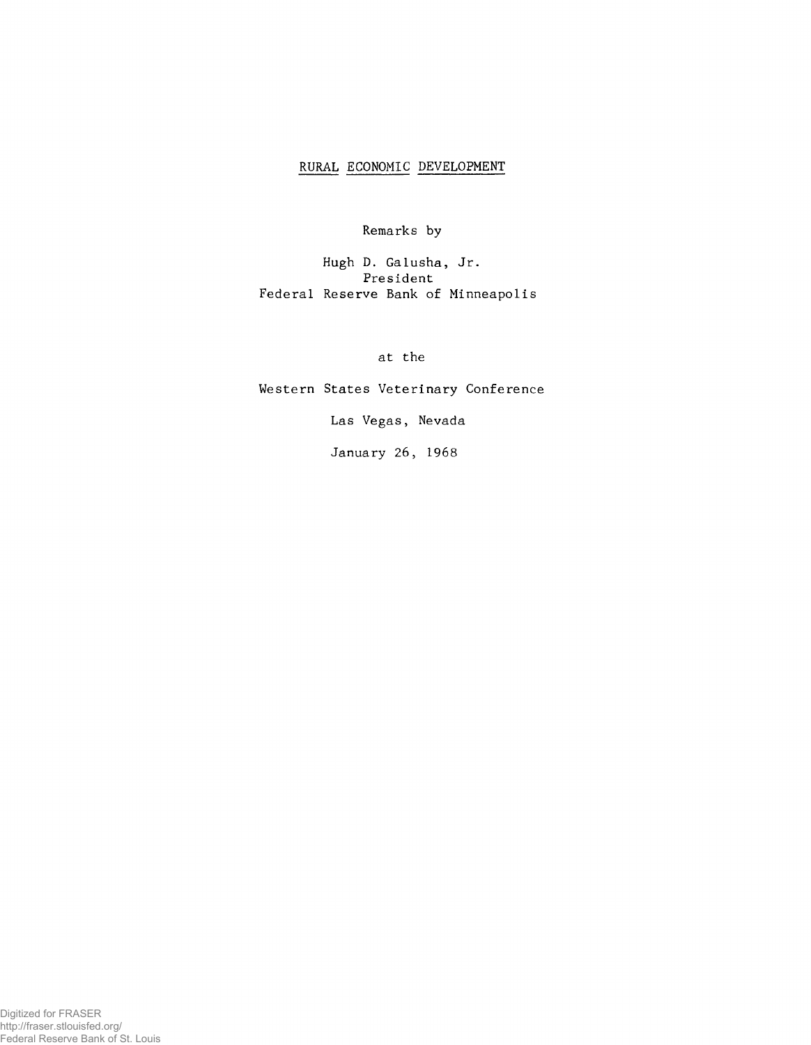# RURAL ECONOMIC DEVELOPMENT

Remarks by

Hugh D. Galusha, Jr.
President
Federal Reserve Bank of Minneapolis

at the

Western States Veterinary Conference

Las Vegas, Nevada

January 26, 1968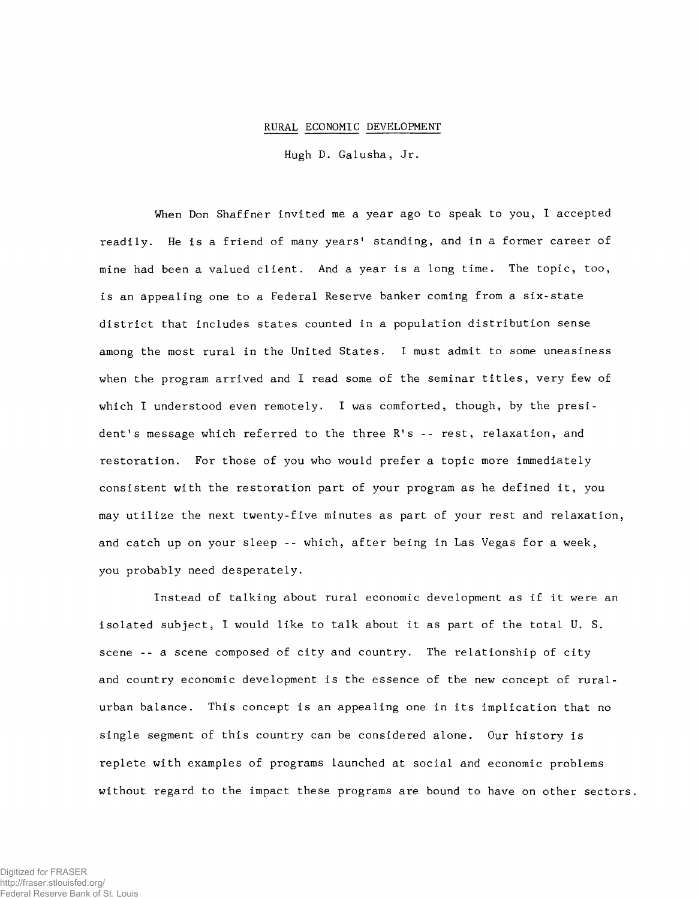# RURAL ECONOMIC DEVELOPMENT

Hugh D. Galusha, Jr.

When Don Shaffner invited me a year ago to speak to you, I accepted readily. He is a friend of many years' standing, and in a former career of mine had been a valued client. And a year is a long time. The topic, too, is an appealing one to a Federal Reserve banker coming from a six-state district that includes states counted in a population distribution sense among the most rural in the United States. I must admit to some uneasiness when the program arrived and I read some of the seminar titles, very few of which I understood even remotely. I was comforted, though, by the president's message which referred to the three R's -- rest, relaxation, and restoration. For those of you who would prefer a topic more immediately consistent with the restoration part of your program as he defined it, you may utilize the next twenty-five minutes as part of your rest and relaxation, and catch up on your sleep -- which, after being in Las Vegas for a week, you probably need desperately.

Instead of talking about rural economic development as if it were an isolated subject, I would like to talk about it as part of the total U. S. scene -- a scene composed of city and country. The relationship of city and country economic development is the essence of the new concept of rural-urban balance. This concept is an appealing one in its implication that no single segment of this country can be considered alone. Our history is replete with examples of programs launched at social and economic problems without regard to the impact these programs are bound to have on other sectors.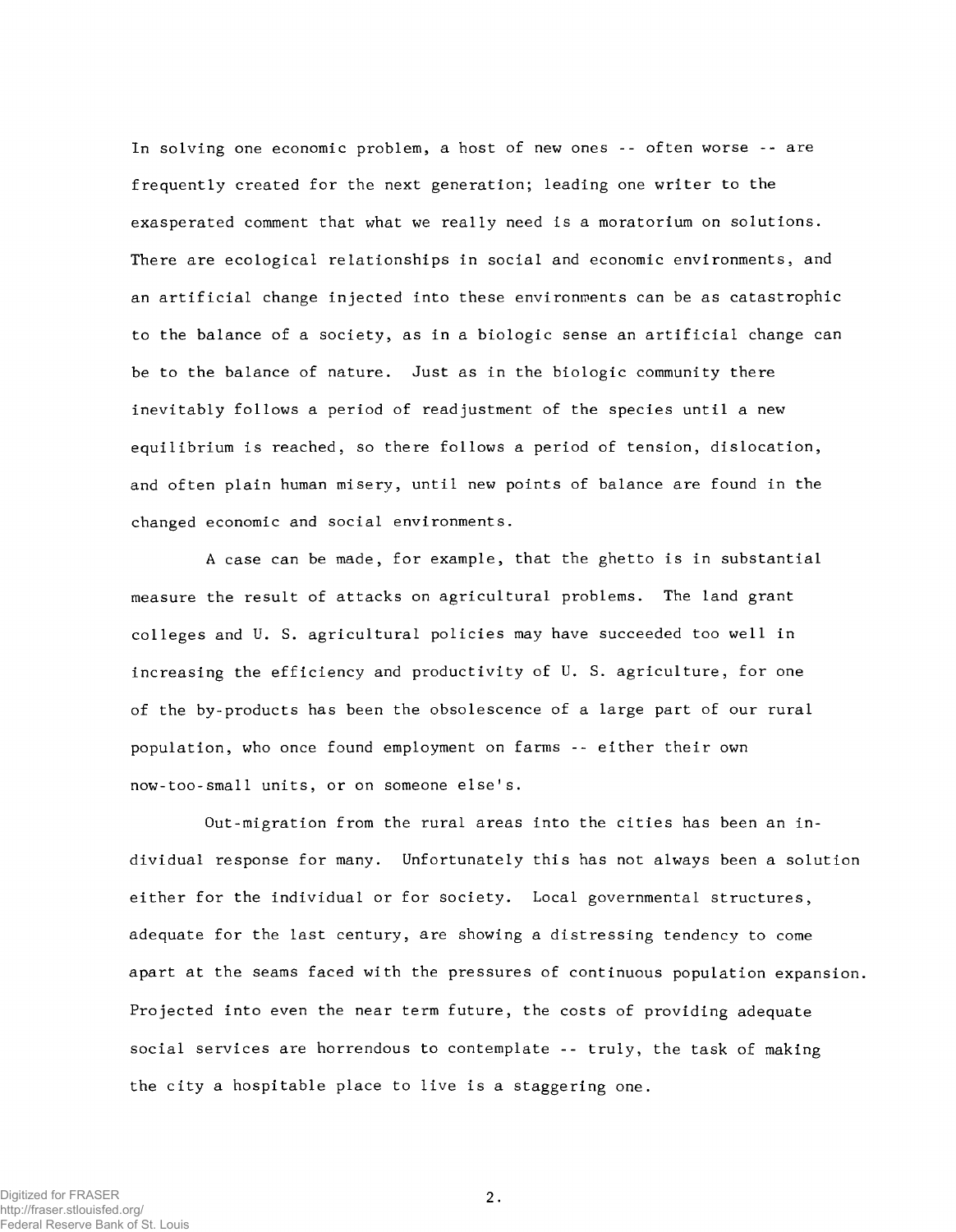In solving one economic problem, a host of new ones -- often worse -- are frequently created for the next generation; leading one writer to the exasperated comment that what we really need is a moratorium on solutions. There are ecological relationships in social and economic environments, and an artificial change injected into these environments can be as catastrophic to the balance of a society, as in a biologic sense an artificial change can be to the balance of nature. Just as in the biologic community there inevitably follows a period of readjustment of the species until a new equilibrium is reached, so there follows a period of tension, dislocation, and often plain human misery, until new points of balance are found in the changed economic and social environments.

A case can be made, for example, that the ghetto is in substantial measure the result of attacks on agricultural problems. The land grant colleges and U. S. agricultural policies may have succeeded too well in increasing the efficiency and productivity of U. S. agriculture, for one of the by-products has been the obsolescence of a large part of our rural population, who once found employment on farms -- either their own now-too-small units, or on someone else's.

Out-migration from the rural areas into the cities has been an individual response for many. Unfortunately this has not always been a solution either for the individual or for society. Local governmental structures, adequate for the last century, are showing a distressing tendency to come apart at the seams faced with the pressures of continuous population expansion. Projected into even the near term future, the costs of providing adequate social services are horrendous to contemplate -- truly, the task of making the city a hospitable place to live is a staggering one.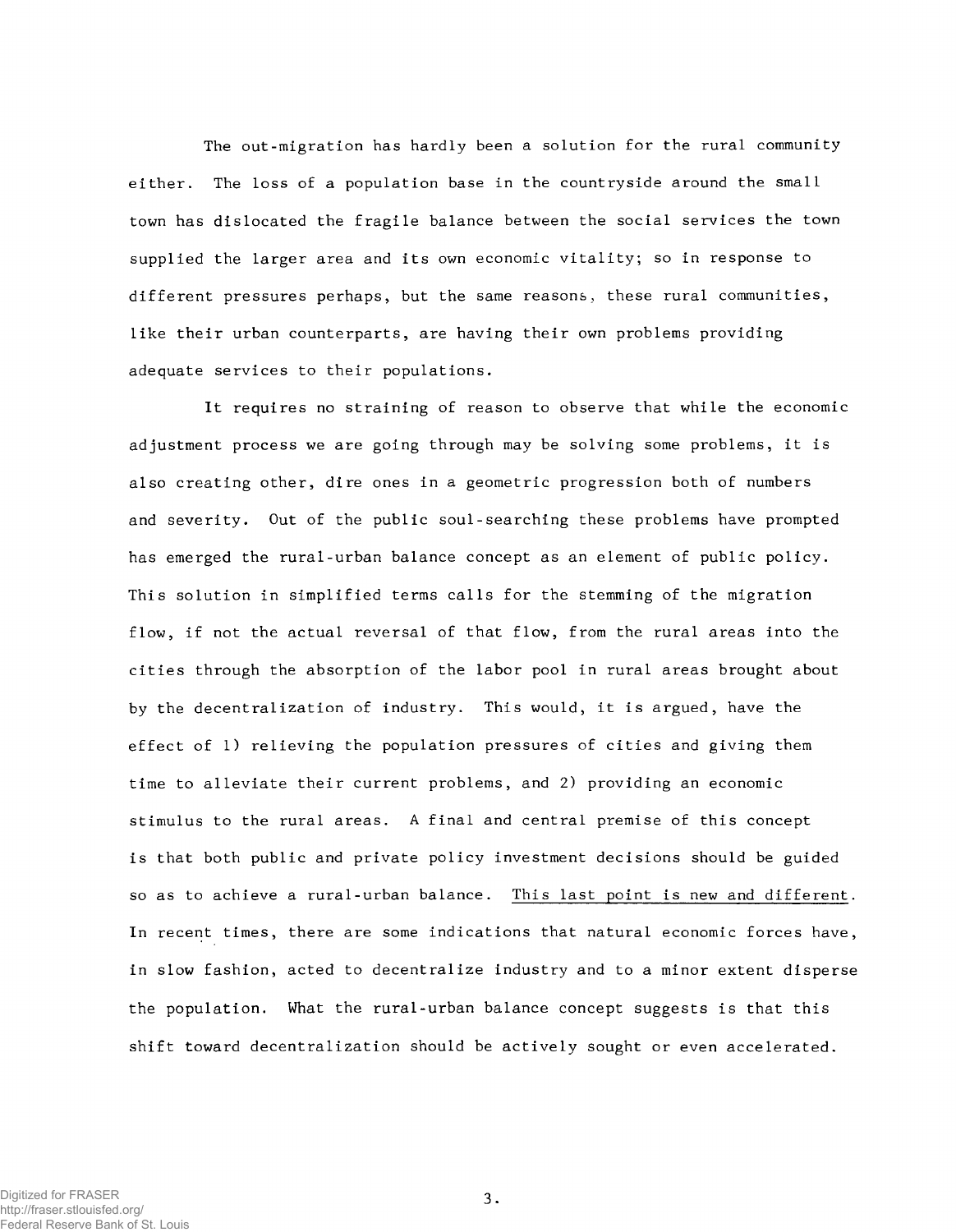The out-migration has hardly been a solution for the rural community either. The loss of a population base in the countryside around the small town has dislocated the fragile balance between the social services the town supplied the larger area and its own economic vitality; so in response to different pressures perhaps, but the same reasons, these rural communities, like their urban counterparts, are having their own problems providing adequate services to their populations.

It requires no straining of reason to observe that while the economic adjustment process we are going through may be solving some problems, it is also creating other, dire ones in a geometric progression both of numbers and severity. Out of the public soul-searching these problems have prompted has emerged the rural-urban balance concept as an element of public policy. This solution in simplified terms calls for the stemming of the migration flow, if not the actual reversal of that flow, from the rural areas into the cities through the absorption of the labor pool in rural areas brought about by the decentralization of industry. This would, it is argued, have the effect of 1) relieving the population pressures of cities and giving them time to alleviate their current problems, and 2) providing an economic stimulus to the rural areas. A final and central premise of this concept is that both public and private policy investment decisions should be guided so as to achieve a rural-urban balance. <u>This last point is new and different</u>. In recent times, there are some indications that natural economic forces have, in slow fashion, acted to decentralize industry and to a minor extent disperse the population. What the rural-urban balance concept suggests is that this shift toward decentralization should be actively sought or even accelerated.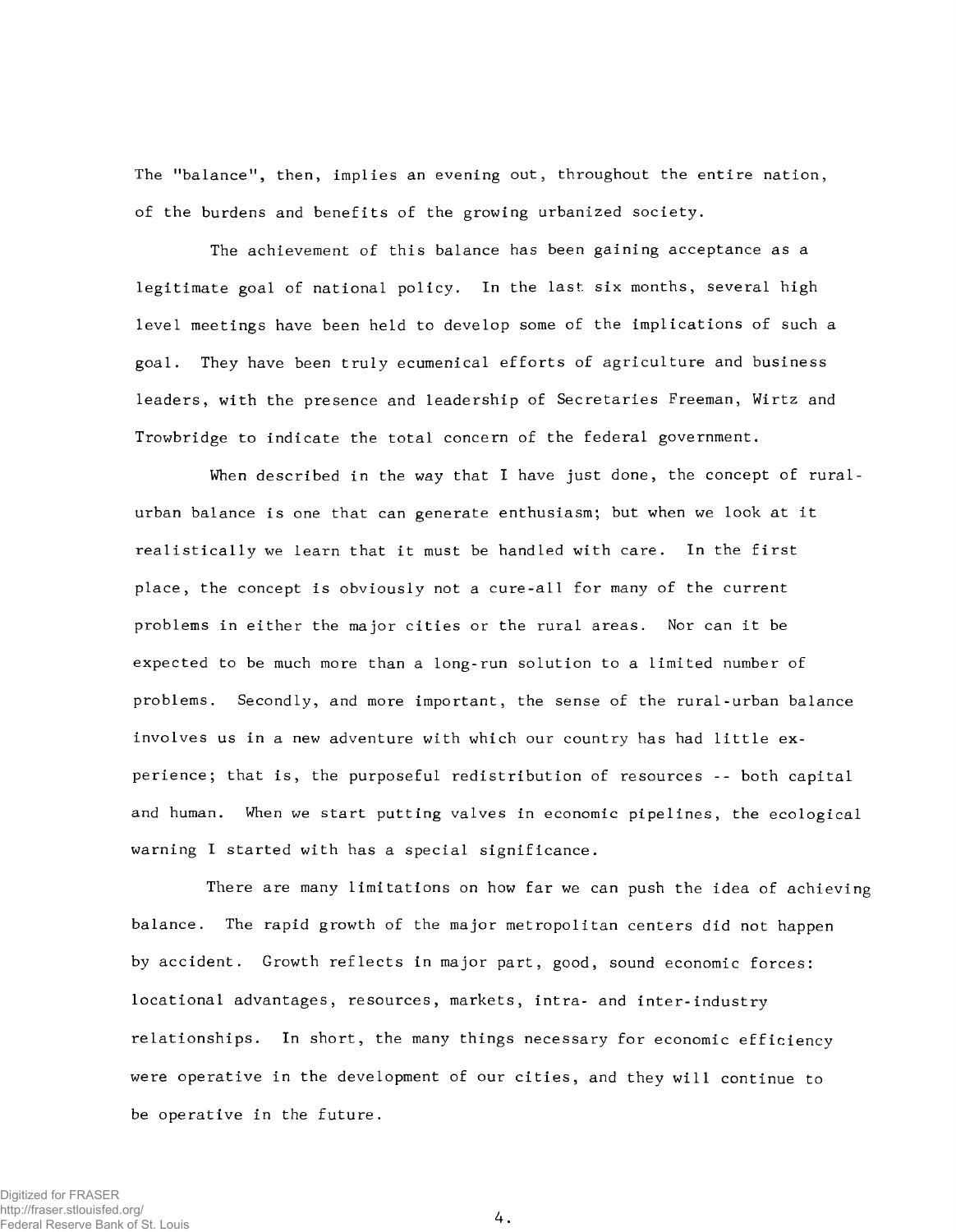The "balance", then, implies an evening out, throughout the entire nation, of the burdens and benefits of the growing urbanized society.

The achievement of this balance has been gaining acceptance as a legitimate goal of national policy. In the last six months, several high level meetings have been held to develop some of the implications of such a goal. They have been truly ecumenical efforts of agriculture and business leaders, with the presence and leadership of Secretaries Freeman, Wirtz and Trowbridge to indicate the total concern of the federal government.

When described in the way that I have just done, the concept of rural-urban balance is one that can generate enthusiasm; but when we look at it realistically we learn that it must be handled with care. In the first place, the concept is obviously not a cure-all for many of the current problems in either the major cities or the rural areas. Nor can it be expected to be much more than a long-run solution to a limited number of problems. Secondly, and more important, the sense of the rural-urban balance involves us in a new adventure with which our country has had little experience; that is, the purposeful redistribution of resources -- both capital and human. When we start putting valves in economic pipelines, the ecological warning I started with has a special significance.

There are many limitations on how far we can push the idea of achieving balance. The rapid growth of the major metropolitan centers did not happen by accident. Growth reflects in major part, good, sound economic forces: locational advantages, resources, markets, intra- and inter-industry relationships. In short, the many things necessary for economic efficiency were operative in the development of our cities, and they will continue to be operative in the future.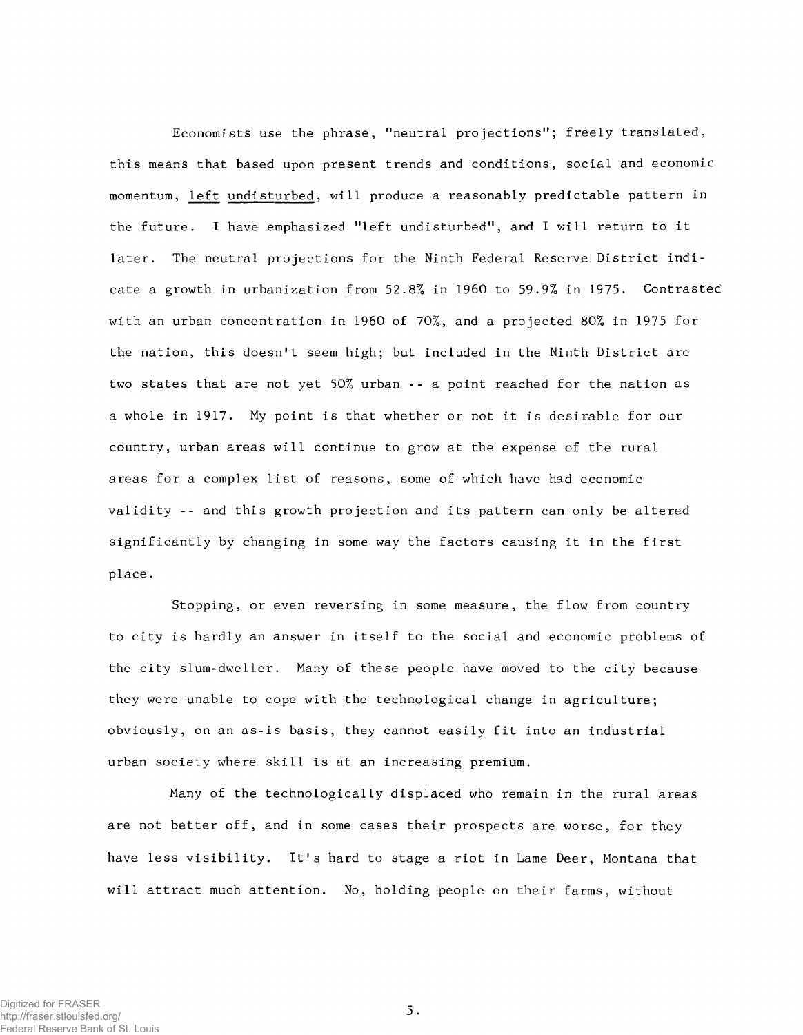Economists use the phrase, "neutral projections"; freely translated, this means that based upon present trends and conditions, social and economic momentum, <u>left undisturbed</u>, will produce a reasonably predictable pattern in the future. I have emphasized "left undisturbed", and I will return to it later. The neutral projections for the Ninth Federal Reserve District indicate a growth in urbanization from 52.8% in 1960 to 59.9% in 1975. Contrasted with an urban concentration in 1960 of 70%, and a projected 80% in 1975 for the nation, this doesn't seem high; but included in the Ninth District are two states that are not yet 50% urban -- a point reached for the nation as a whole in 1917. My point is that whether or not it is desirable for our country, urban areas will continue to grow at the expense of the rural areas for a complex list of reasons, some of which have had economic validity -- and this growth projection and its pattern can only be altered significantly by changing in some way the factors causing it in the first place.

Stopping, or even reversing in some measure, the flow from country to city is hardly an answer in itself to the social and economic problems of the city slum-dweller. Many of these people have moved to the city because they were unable to cope with the technological change in agriculture; obviously, on an as-is basis, they cannot easily fit into an industrial urban society where skill is at an increasing premium.

Many of the technologically displaced who remain in the rural areas are not better off, and in some cases their prospects are worse, for they have less visibility. It's hard to stage a riot in Lame Deer, Montana that will attract much attention. No, holding people on their farms, without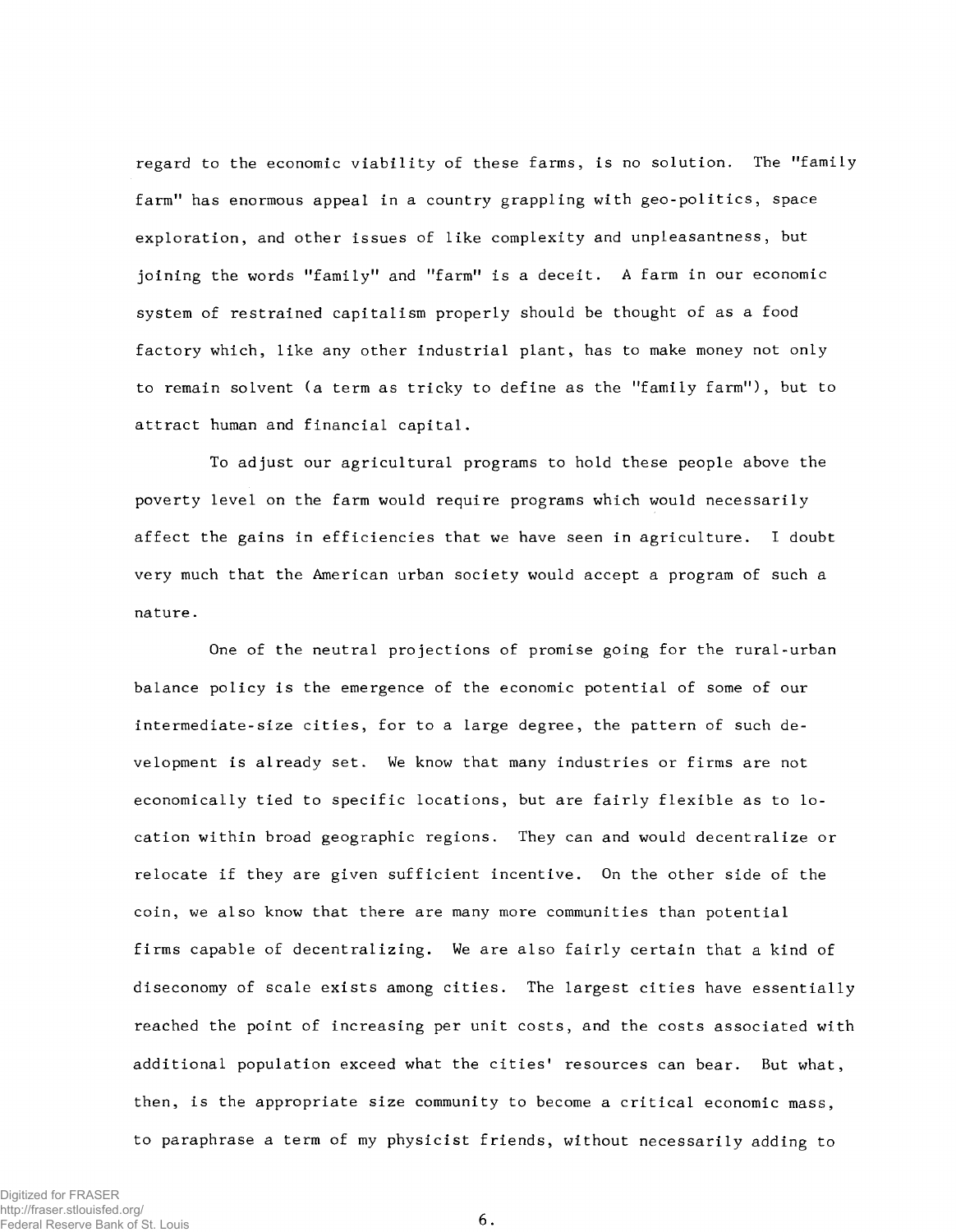regard to the economic viability of these farms, is no solution. The "family farm" has enormous appeal in a country grappling with geo-politics, space exploration, and other issues of like complexity and unpleasantness, but joining the words "family" and "farm" is a deceit. A farm in our economic system of restrained capitalism properly should be thought of as a food factory which, like any other industrial plant, has to make money not only to remain solvent (a term as tricky to define as the "family farm"), but to attract human and financial capital.

To adjust our agricultural programs to hold these people above the poverty level on the farm would require programs which would necessarily affect the gains in efficiencies that we have seen in agriculture. I doubt very much that the American urban society would accept a program of such a nature.

One of the neutral projections of promise going for the rural-urban balance policy is the emergence of the economic potential of some of our intermediate-size cities, for to a large degree, the pattern of such development is already set. We know that many industries or firms are not economically tied to specific locations, but are fairly flexible as to location within broad geographic regions. They can and would decentralize or relocate if they are given sufficient incentive. On the other side of the coin, we also know that there are many more communities than potential firms capable of decentralizing. We are also fairly certain that a kind of diseconomy of scale exists among cities. The largest cities have essentially reached the point of increasing per unit costs, and the costs associated with additional population exceed what the cities' resources can bear. But what, then, is the appropriate size community to become a critical economic mass, to paraphrase a term of my physicist friends, without necessarily adding to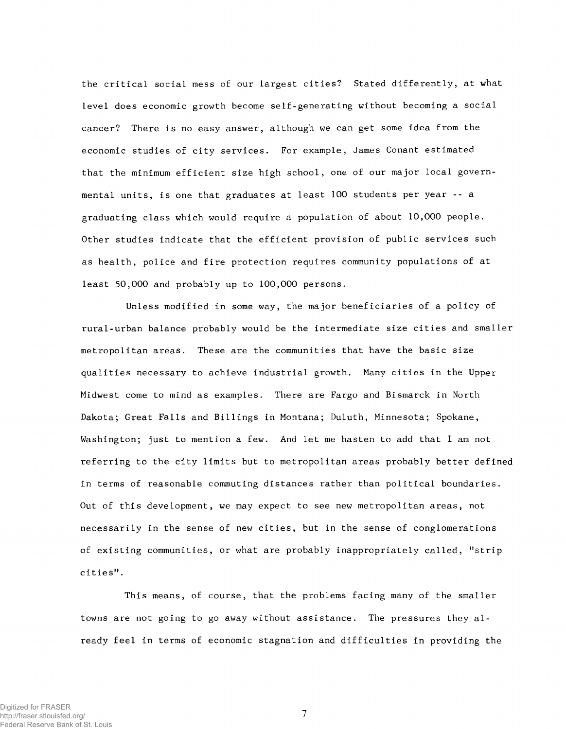the critical social mess of our largest cities? Stated differently, at what level does economic growth become self-generating without becoming a social cancer? There is no easy answer, although we can get some idea from the economic studies of city services. For example, James Conant estimated that the minimum efficient size high school, one of our major local governmental units, is one that graduates at least 100 students per year -- a graduating class which would require a population of about 10,000 people. Other studies indicate that the efficient provision of public services such as health, police and fire protection requires community populations of at least 50,000 and probably up to 100,000 persons.

Unless modified in some way, the major beneficiaries of a policy of rural-urban balance probably would be the intermediate size cities and smaller metropolitan areas. These are the communities that have the basic size qualities necessary to achieve industrial growth. Many cities in the Upper Midwest come to mind as examples. There are Fargo and Bismarck in North Dakota; Great Falls and Billings in Montana; Duluth, Minnesota; Spokane, Washington; just to mention a few. And let me hasten to add that I am not referring to the city limits but to metropolitan areas probably better defined in terms of reasonable commuting distances rather than political boundaries. Out of this development, we may expect to see new metropolitan areas, not necessarily in the sense of new cities, but in the sense of conglomerations of existing communities, or what are probably inappropriately called, "strip cities".

This means, of course, that the problems facing many of the smaller towns are not going to go away without assistance. The pressures they already feel in terms of economic stagnation and difficulties in providing the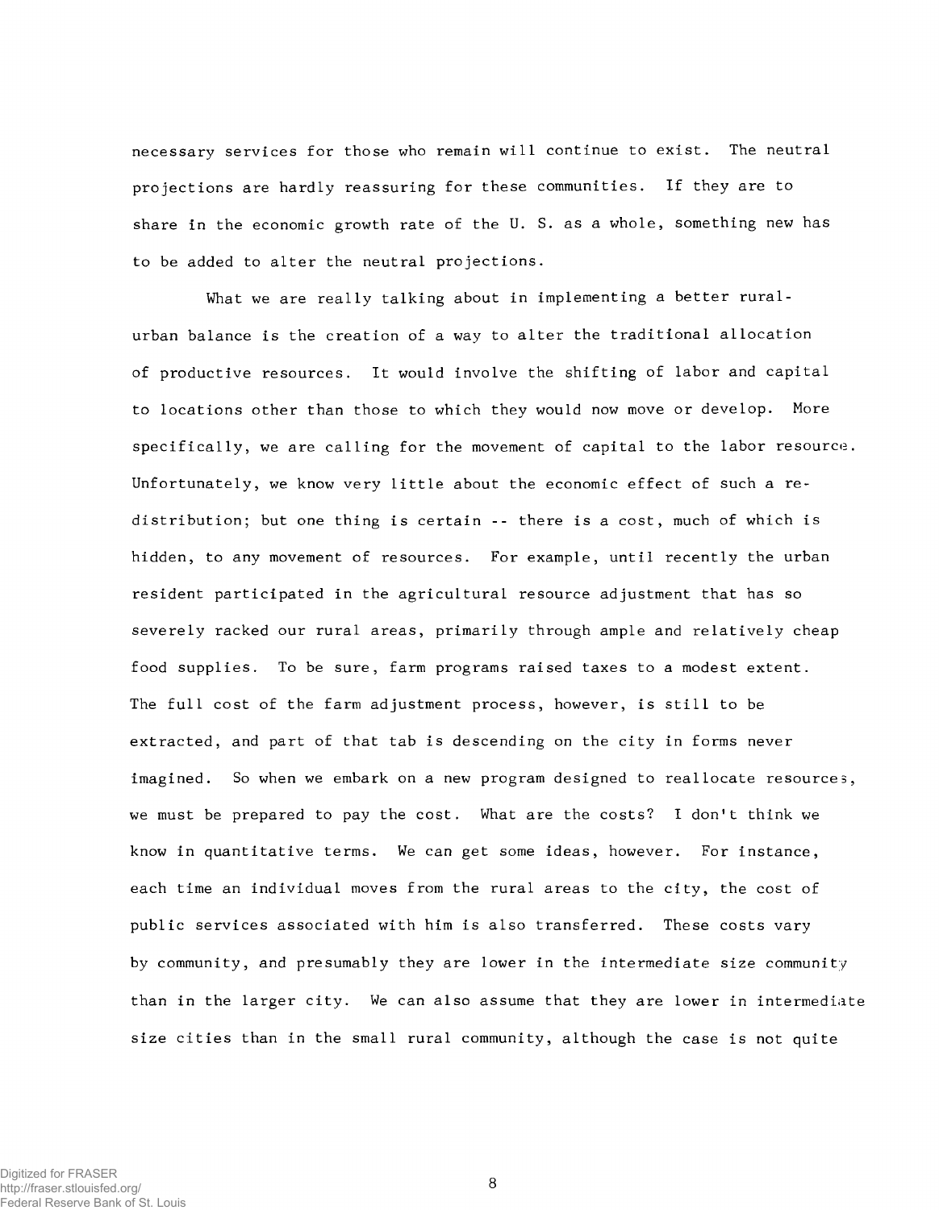necessary services for those who remain will continue to exist. The neutral projections are hardly reassuring for these communities. If they are to share in the economic growth rate of the U. S. as a whole, something new has to be added to alter the neutral projections.

What we are really talking about in implementing a better rural-urban balance is the creation of a way to alter the traditional allocation of productive resources. It would involve the shifting of labor and capital to locations other than those to which they would now move or develop. More specifically, we are calling for the movement of capital to the labor resource. Unfortunately, we know very little about the economic effect of such a redistribution; but one thing is certain -- there is a cost, much of which is hidden, to any movement of resources. For example, until recently the urban resident participated in the agricultural resource adjustment that has so severely racked our rural areas, primarily through ample and relatively cheap food supplies. To be sure, farm programs raised taxes to a modest extent. The full cost of the farm adjustment process, however, is still to be extracted, and part of that tab is descending on the city in forms never imagined. So when we embark on a new program designed to reallocate resources, we must be prepared to pay the cost. What are the costs? I don't think we know in quantitative terms. We can get some ideas, however. For instance, each time an individual moves from the rural areas to the city, the cost of public services associated with him is also transferred. These costs vary by community, and presumably they are lower in the intermediate size community than in the larger city. We can also assume that they are lower in intermediate size cities than in the small rural community, although the case is not quite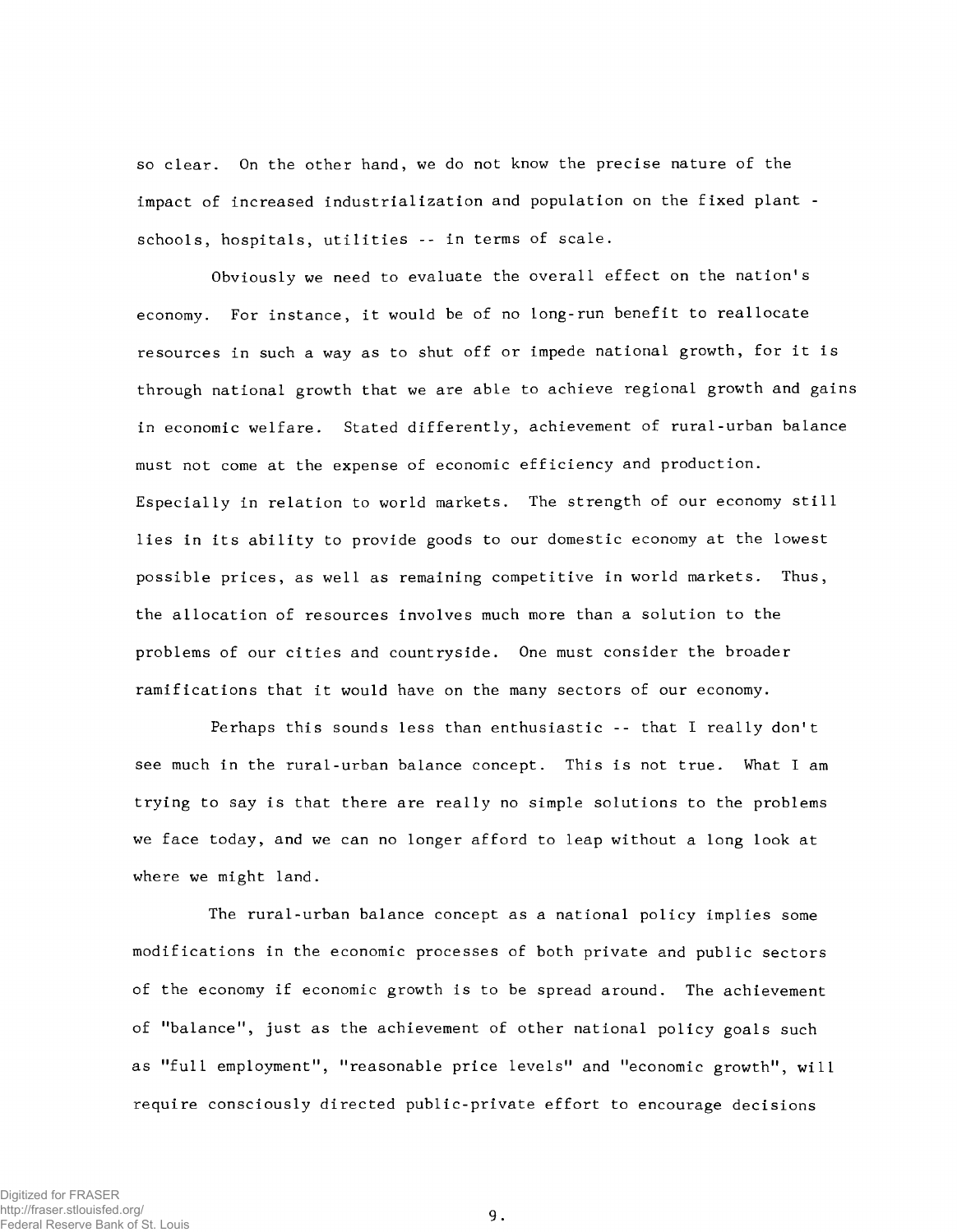so clear. On the other hand, we do not know the precise nature of the impact of increased industrialization and population on the fixed plant - schools, hospitals, utilities -- in terms of scale.

Obviously we need to evaluate the overall effect on the nation's economy. For instance, it would be of no long-run benefit to reallocate resources in such a way as to shut off or impede national growth, for it is through national growth that we are able to achieve regional growth and gains in economic welfare. Stated differently, achievement of rural-urban balance must not come at the expense of economic efficiency and production. Especially in relation to world markets. The strength of our economy still lies in its ability to provide goods to our domestic economy at the lowest possible prices, as well as remaining competitive in world markets. Thus, the allocation of resources involves much more than a solution to the problems of our cities and countryside. One must consider the broader ramifications that it would have on the many sectors of our economy.

Perhaps this sounds less than enthusiastic -- that I really don't see much in the rural-urban balance concept. This is not true. What I am trying to say is that there are really no simple solutions to the problems we face today, and we can no longer afford to leap without a long look at where we might land.

The rural-urban balance concept as a national policy implies some modifications in the economic processes of both private and public sectors of the economy if economic growth is to be spread around. The achievement of "balance", just as the achievement of other national policy goals such as "full employment", "reasonable price levels" and "economic growth", will require consciously directed public-private effort to encourage decisions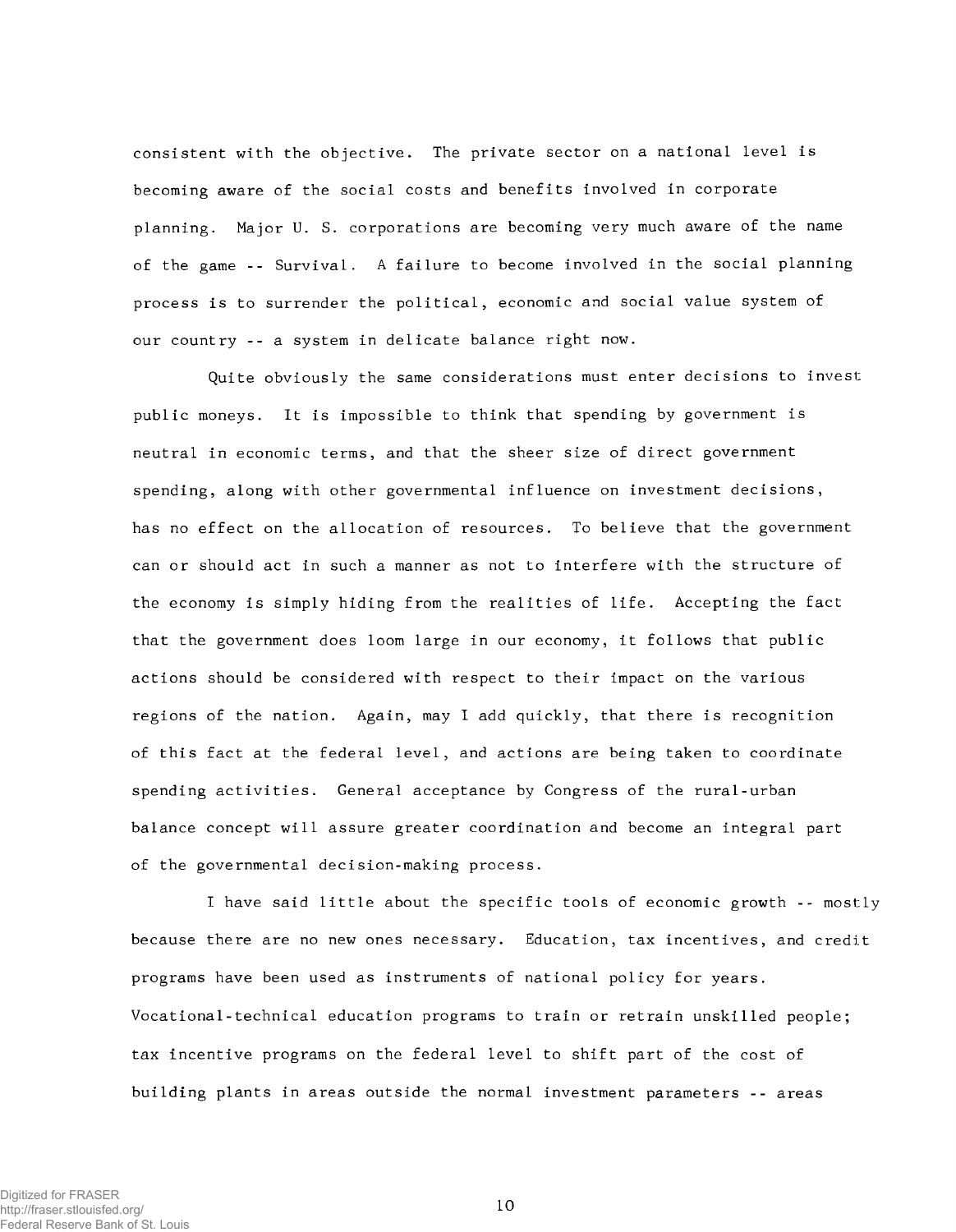consistent with the objective. The private sector on a national level is becoming aware of the social costs and benefits involved in corporate planning. Major U. S. corporations are becoming very much aware of the name of the game -- Survival. A failure to become involved in the social planning process is to surrender the political, economic and social value system of our country -- a system in delicate balance right now.

Quite obviously the same considerations must enter decisions to invest public moneys. It is impossible to think that spending by government is neutral in economic terms, and that the sheer size of direct government spending, along with other governmental influence on investment decisions, has no effect on the allocation of resources. To believe that the government can or should act in such a manner as not to interfere with the structure of the economy is simply hiding from the realities of life. Accepting the fact that the government does loom large in our economy, it follows that public actions should be considered with respect to their impact on the various regions of the nation. Again, may I add quickly, that there is recognition of this fact at the federal level, and actions are being taken to coordinate spending activities. General acceptance by Congress of the rural-urban balance concept will assure greater coordination and become an integral part of the governmental decision-making process.

I have said little about the specific tools of economic growth -- mostly because there are no new ones necessary. Education, tax incentives, and credit programs have been used as instruments of national policy for years. Vocational-technical education programs to train or retrain unskilled people; tax incentive programs on the federal level to shift part of the cost of building plants in areas outside the normal investment parameters -- areas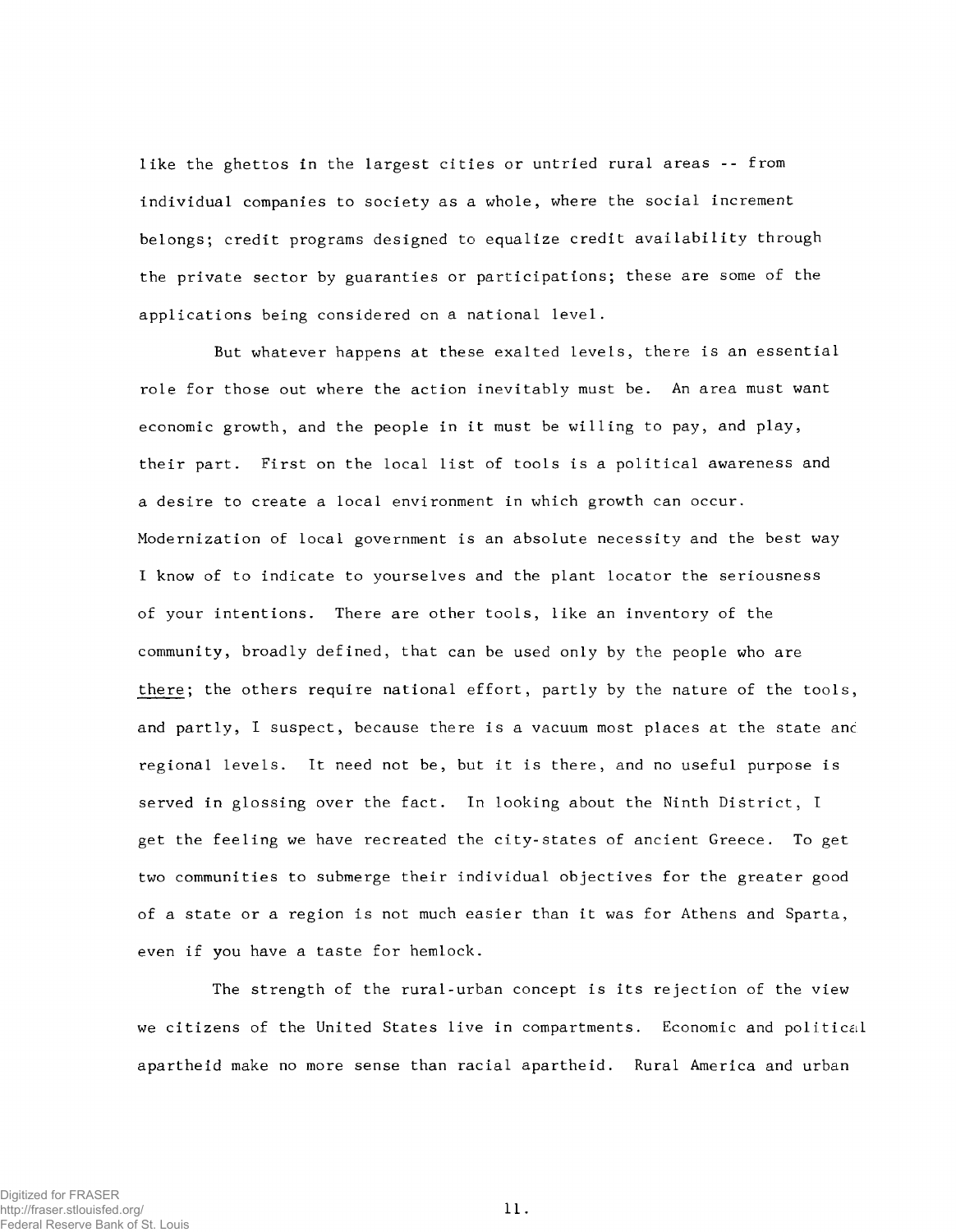like the ghettos in the largest cities or untried rural areas -- from individual companies to society as a whole, where the social increment belongs; credit programs designed to equalize credit availability through the private sector by guaranties or participations; these are some of the applications being considered on a national level.

But whatever happens at these exalted levels, there is an essential role for those out where the action inevitably must be. An area must want economic growth, and the people in it must be willing to pay, and play, their part. First on the local list of tools is a political awareness and a desire to create a local environment in which growth can occur. Modernization of local government is an absolute necessity and the best way I know of to indicate to yourselves and the plant locator the seriousness of your intentions. There are other tools, like an inventory of the community, broadly defined, that can be used only by the people who are there; the others require national effort, partly by the nature of the tools, and partly, I suspect, because there is a vacuum most places at the state and regional levels. It need not be, but it is there, and no useful purpose is served in glossing over the fact. In looking about the Ninth District, I get the feeling we have recreated the city-states of ancient Greece. To get two communities to submerge their individual objectives for the greater good of a state or a region is not much easier than it was for Athens and Sparta, even if you have a taste for hemlock.

The strength of the rural-urban concept is its rejection of the view we citizens of the United States live in compartments. Economic and political apartheid make no more sense than racial apartheid. Rural America and urban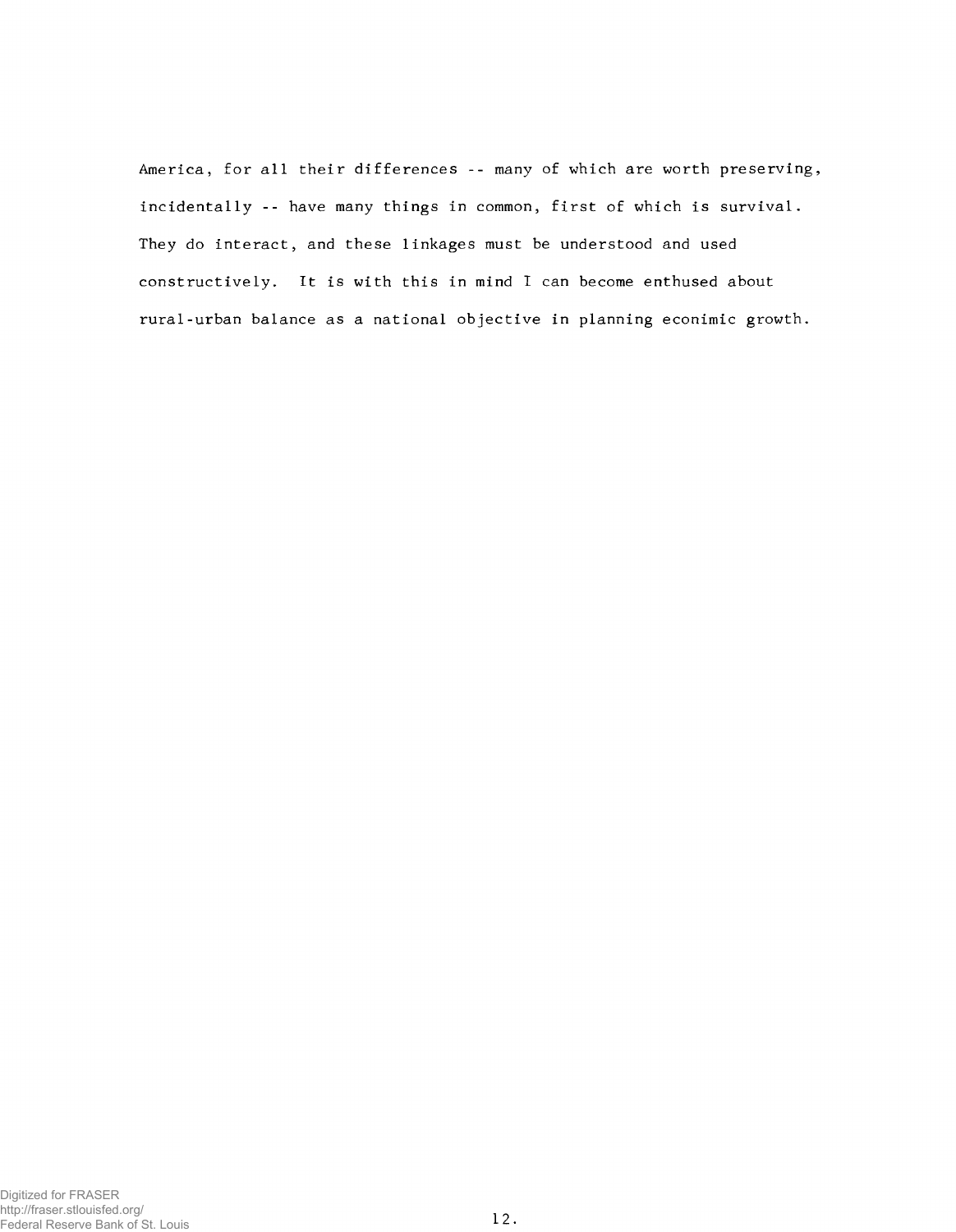America, for all their differences -- many of which are worth preserving, incidentally -- have many things in common, first of which is survival. They do interact, and these linkages must be understood and used constructively. It is with this in mind I can become enthused about rural-urban balance as a national objective in planning econimic growth.